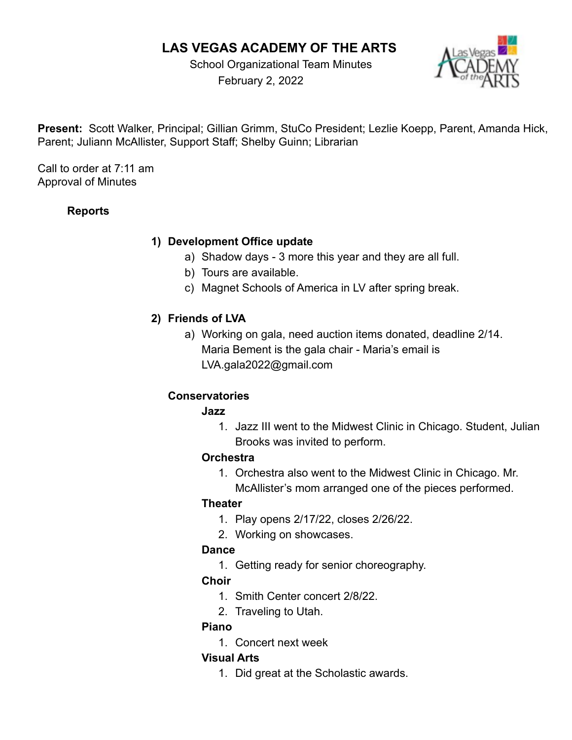# LAS VEGAS ACADEMY OF THE ARTS

School Organizational Team Minutes
February 2, 2022

**Present:** Scott Walker, Principal; Gillian Grimm, StuCo President; Lezlie Koepp, Parent, Amanda Hick, Parent; Juliann McAllister, Support Staff; Shelby Guinn; Librarian

Call to order at 7:11 am
Approval of Minutes

### Reports

1) **Development Office update**
   a) Shadow days - 3 more this year and they are all full.
   b) Tours are available.
   c) Magnet Schools of America in LV after spring break.

2) **Friends of LVA**
   a) Working on gala, need auction items donated, deadline 2/14. Maria Bement is the gala chair - Maria's email is LVA.gala2022@gmail.com

**Conservatories**

**Jazz**

1. Jazz III went to the Midwest Clinic in Chicago. Student, Julian Brooks was invited to perform.

**Orchestra**

1. Orchestra also went to the Midwest Clinic in Chicago. Mr. McAllister's mom arranged one of the pieces performed.

**Theater**

1. Play opens 2/17/22, closes 2/26/22.
2. Working on showcases.

**Dance**

1. Getting ready for senior choreography.

**Choir**

1. Smith Center concert 2/8/22.
2. Traveling to Utah.

**Piano**

1. Concert next week

**Visual Arts**

1. Did great at the Scholastic awards.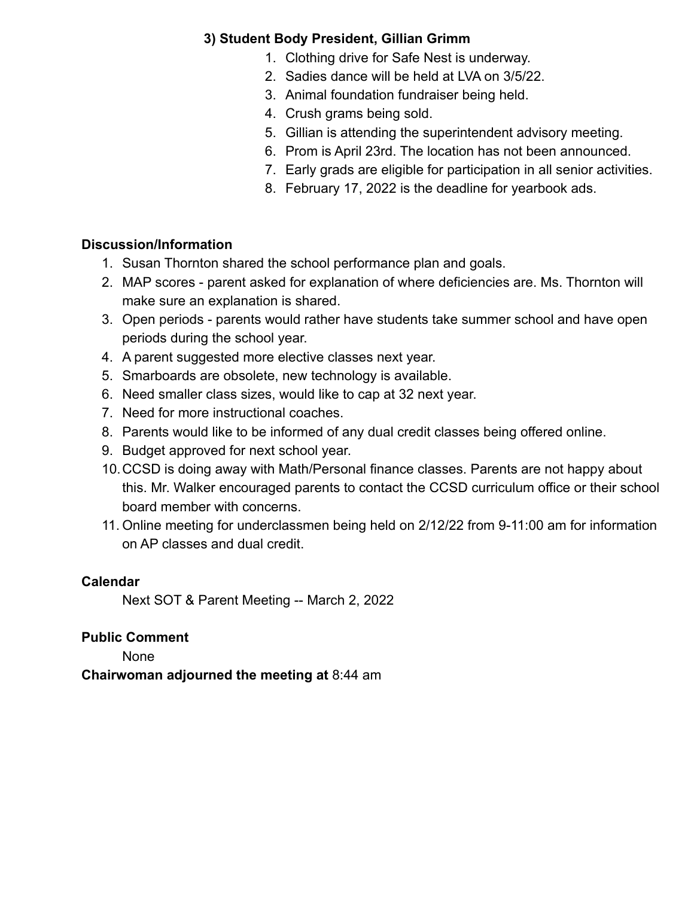**3) Student Body President, Gillian Grimm**

1. Clothing drive for Safe Nest is underway.
2. Sadies dance will be held at LVA on 3/5/22.
3. Animal foundation fundraiser being held.
4. Crush grams being sold.
5. Gillian is attending the superintendent advisory meeting.
6. Prom is April 23rd. The location has not been announced.
7. Early grads are eligible for participation in all senior activities.
8. February 17, 2022 is the deadline for yearbook ads.

**Discussion/Information**

1. Susan Thornton shared the school performance plan and goals.
2. MAP scores - parent asked for explanation of where deficiencies are. Ms. Thornton will make sure an explanation is shared.
3. Open periods - parents would rather have students take summer school and have open periods during the school year.
4. A parent suggested more elective classes next year.
5. Smarboards are obsolete, new technology is available.
6. Need smaller class sizes, would like to cap at 32 next year.
7. Need for more instructional coaches.
8. Parents would like to be informed of any dual credit classes being offered online.
9. Budget approved for next school year.
10. CCSD is doing away with Math/Personal finance classes. Parents are not happy about this. Mr. Walker encouraged parents to contact the CCSD curriculum office or their school board member with concerns.
11. Online meeting for underclassmen being held on 2/12/22 from 9-11:00 am for information on AP classes and dual credit.

**Calendar**

Next SOT & Parent Meeting -- March 2, 2022

**Public Comment**

None

**Chairwoman adjourned the meeting at** 8:44 am